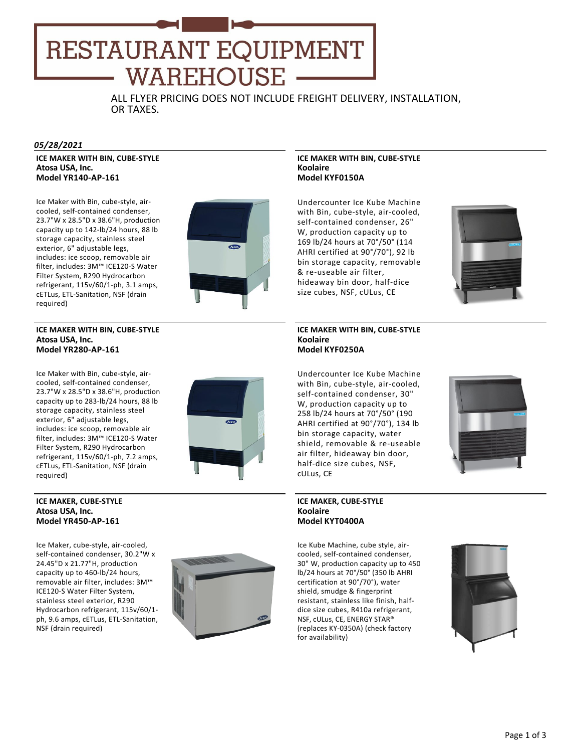# RESTAURANT EQUIPMENT WAREHOUSE

ALL FLYER PRICING DOES NOT INCLUDE FREIGHT DELIVERY, INSTALLATION, OR TAXES.

***05/28/2021***

**ICE MAKER WITH BIN, CUBE-STYLE**
**Atosa USA, Inc.**
**Model YR140-AP-161**

Ice Maker with Bin, cube-style, air-cooled, self-contained condenser, 23.7"W x 28.5"D x 38.6"H, production capacity up to 142-lb/24 hours, 88 lb storage capacity, stainless steel exterior, 6" adjustable legs, includes: ice scoop, removable air filter, includes: 3M™ ICE120-S Water Filter System, R290 Hydrocarbon refrigerant, 115v/60/1-ph, 3.1 amps, cETLus, ETL-Sanitation, NSF (drain required)

**ICE MAKER WITH BIN, CUBE-STYLE**
**Atosa USA, Inc.**
**Model YR280-AP-161**

Ice Maker with Bin, cube-style, air-cooled, self-contained condenser, 23.7"W x 28.5"D x 38.6"H, production capacity up to 283-lb/24 hours, 88 lb storage capacity, stainless steel exterior, 6" adjustable legs, includes: ice scoop, removable air filter, includes: 3M™ ICE120-S Water Filter System, R290 Hydrocarbon refrigerant, 115v/60/1-ph, 7.2 amps, cETLus, ETL-Sanitation, NSF (drain required)

**ICE MAKER, CUBE-STYLE**
**Atosa USA, Inc.**
**Model YR450-AP-161**

Ice Maker, cube-style, air-cooled, self-contained condenser, 30.2"W x 24.45"D x 21.77"H, production capacity up to 460-lb/24 hours, removable air filter, includes: 3M™ ICE120-S Water Filter System, stainless steel exterior, R290 Hydrocarbon refrigerant, 115v/60/1-ph, 9.6 amps, cETLus, ETL-Sanitation, NSF (drain required)

**ICE MAKER WITH BIN, CUBE-STYLE**
**Koolaire**
**Model KYF0150A**

Undercounter Ice Kube Machine with Bin, cube-style, air-cooled, self-contained condenser, 26" W, production capacity up to 169 lb/24 hours at 70°/50° (114 AHRI certified at 90°/70°), 92 lb bin storage capacity, removable & re-useable air filter, hideaway bin door, half-dice size cubes, NSF, cULus, CE

**ICE MAKER WITH BIN, CUBE-STYLE**
**Koolaire**
**Model KYF0250A**

Undercounter Ice Kube Machine with Bin, cube-style, air-cooled, self-contained condenser, 30" W, production capacity up to 258 lb/24 hours at 70°/50° (190 AHRI certified at 90°/70°), 134 lb bin storage capacity, water shield, removable & re-useable air filter, hideaway bin door, half-dice size cubes, NSF, cULus, CE

**ICE MAKER, CUBE-STYLE**
**Koolaire**
**Model KYT0400A**

Ice Kube Machine, cube style, air-cooled, self-contained condenser, 30" W, production capacity up to 450 lb/24 hours at 70°/50° (350 lb AHRI certification at 90°/70°), water shield, smudge & fingerprint resistant, stainless like finish, half-dice size cubes, R410a refrigerant, NSF, cULus, CE, ENERGY STAR® (replaces KY-0350A) (check factory for availability)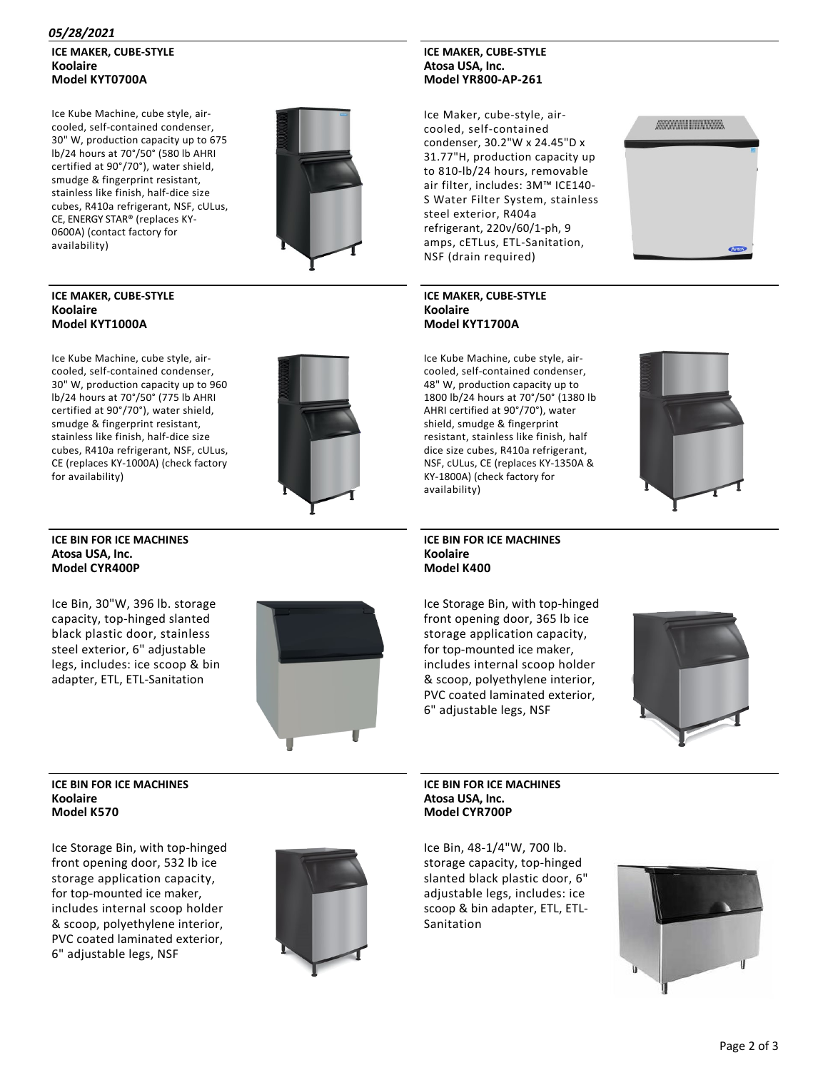*05/28/2021*

**ICE MAKER, CUBE-STYLE**
**Koolaire**
**Model KYT0700A**

Ice Kube Machine, cube style, air-cooled, self-contained condenser, 30" W, production capacity up to 675 lb/24 hours at 70°/50° (580 lb AHRI certified at 90°/70°), water shield, smudge & fingerprint resistant, stainless like finish, half-dice size cubes, R410a refrigerant, NSF, cULus, CE, ENERGY STAR® (replaces KY-0600A) (contact factory for availability)

**ICE MAKER, CUBE-STYLE**
**Atosa USA, Inc.**
**Model YR800-AP-261**

Ice Maker, cube-style, air-cooled, self-contained condenser, 30.2"W x 24.45"D x 31.77"H, production capacity up to 810-lb/24 hours, removable air filter, includes: 3M™ ICE140-S Water Filter System, stainless steel exterior, R404a refrigerant, 220v/60/1-ph, 9 amps, cETLus, ETL-Sanitation, NSF (drain required)

**ICE MAKER, CUBE-STYLE**
**Koolaire**
**Model KYT1000A**

Ice Kube Machine, cube style, air-cooled, self-contained condenser, 30" W, production capacity up to 960 lb/24 hours at 70°/50° (775 lb AHRI certified at 90°/70°), water shield, smudge & fingerprint resistant, stainless like finish, half-dice size cubes, R410a refrigerant, NSF, cULus, CE (replaces KY-1000A) (check factory for availability)

**ICE MAKER, CUBE-STYLE**
**Koolaire**
**Model KYT1700A**

Ice Kube Machine, cube style, air-cooled, self-contained condenser, 48" W, production capacity up to 1800 lb/24 hours at 70°/50° (1380 lb AHRI certified at 90°/70°), water shield, smudge & fingerprint resistant, stainless like finish, half dice size cubes, R410a refrigerant, NSF, cULus, CE (replaces KY-1350A & KY-1800A) (check factory for availability)

**ICE BIN FOR ICE MACHINES**
**Atosa USA, Inc.**
**Model CYR400P**

Ice Bin, 30"W, 396 lb. storage capacity, top-hinged slanted black plastic door, stainless steel exterior, 6" adjustable legs, includes: ice scoop & bin adapter, ETL, ETL-Sanitation

**ICE BIN FOR ICE MACHINES**
**Koolaire**
**Model K400**

Ice Storage Bin, with top-hinged front opening door, 365 lb ice storage application capacity, for top-mounted ice maker, includes internal scoop holder & scoop, polyethylene interior, PVC coated laminated exterior, 6" adjustable legs, NSF

**ICE BIN FOR ICE MACHINES**
**Koolaire**
**Model K570**

Ice Storage Bin, with top-hinged front opening door, 532 lb ice storage application capacity, for top-mounted ice maker, includes internal scoop holder & scoop, polyethylene interior, PVC coated laminated exterior, 6" adjustable legs, NSF

**ICE BIN FOR ICE MACHINES**
**Atosa USA, Inc.**
**Model CYR700P**

Ice Bin, 48-1/4"W, 700 lb. storage capacity, top-hinged slanted black plastic door, 6" adjustable legs, includes: ice scoop & bin adapter, ETL, ETL-Sanitation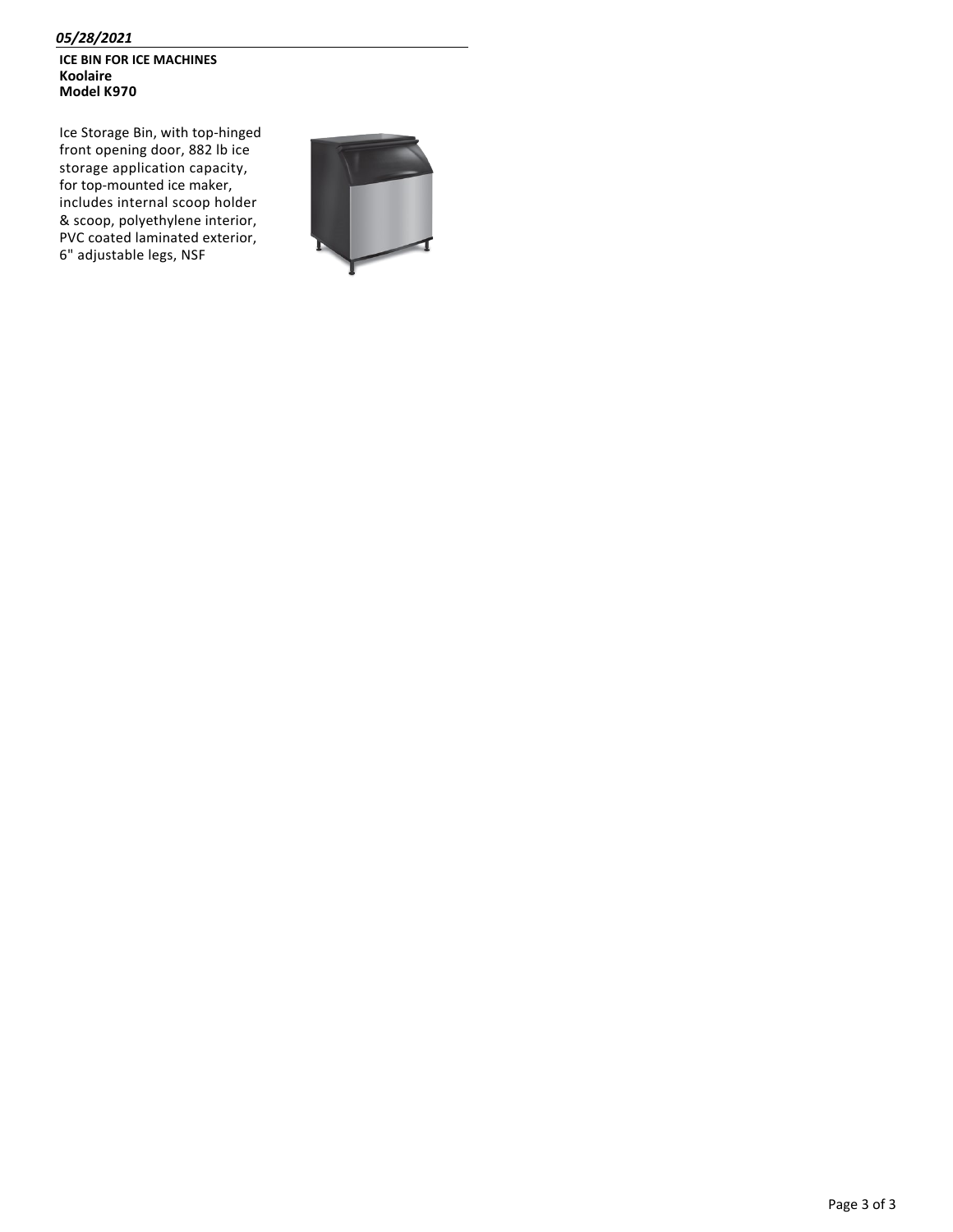*05/28/2021*

**ICE BIN FOR ICE MACHINES**
**Koolaire**
**Model K970**

Ice Storage Bin, with top-hinged front opening door, 882 lb ice storage application capacity, for top-mounted ice maker, includes internal scoop holder & scoop, polyethylene interior, PVC coated laminated exterior, 6" adjustable legs, NSF